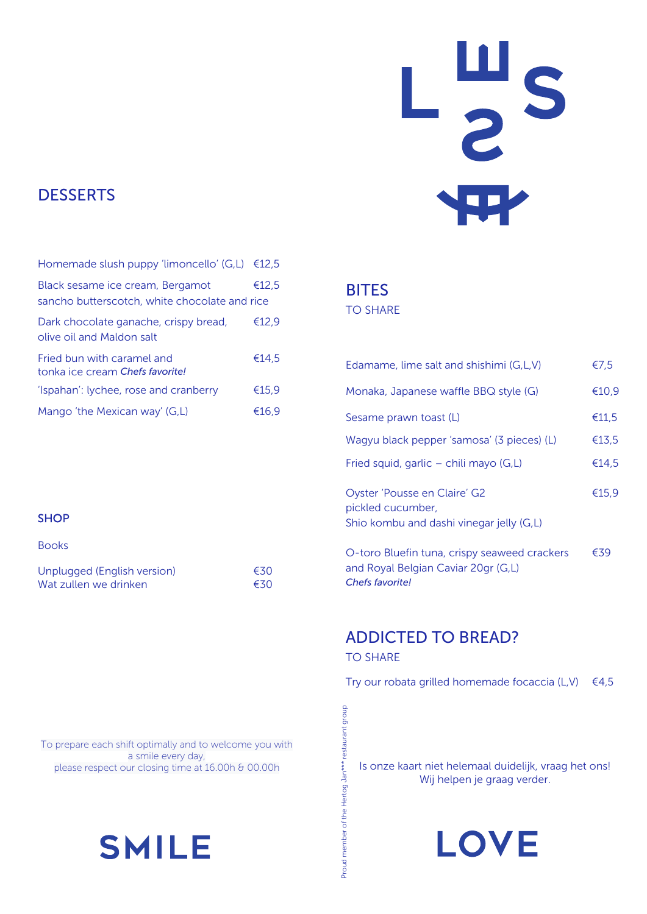LESS HE

## DESSERTS

| | |
|---|---|
| Homemade slush puppy 'limoncello' (G,L) | €12,5 |
| Black sesame ice cream, Bergamot sancho butterscotch, white chocolate and rice | €12,5 |
| Dark chocolate ganache, crispy bread, olive oil and Maldon salt | €12,9 |
| Fried bun with caramel and tonka ice cream *Chefs favorite!* | €14,5 |
| 'Ispahan': lychee, rose and cranberry | €15,9 |
| Mango 'the Mexican way' (G,L) | €16,9 |

## SHOP

Books

| | |
|---|---|
| Unplugged (English version) | €30 |
| Wat zullen we drinken | €30 |

To prepare each shift optimally and to welcome you with a smile every day, please respect our closing time at 16.00h & 00.00h

SMILE

## BITES

TO SHARE

| | |
|---|---|
| Edamame, lime salt and shishimi (G,L,V) | €7,5 |
| Monaka, Japanese waffle BBQ style (G) | €10,9 |
| Sesame prawn toast (L) | €11,5 |
| Wagyu black pepper 'samosa' (3 pieces) (L) | €13,5 |
| Fried squid, garlic – chili mayo (G,L) | €14,5 |
| Oyster 'Pousse en Claire' G2 pickled cucumber, Shio kombu and dashi vinegar jelly (G,L) | €15,9 |
| O-toro Bluefin tuna, crispy seaweed crackers and Royal Belgian Caviar 20gr (G,L) *Chefs favorite!* | €39 |

## ADDICTED TO BREAD?

TO SHARE

| | |
|---|---|
| Try our robata grilled homemade focaccia (L,V) | €4,5 |

Proud member of the Hertog Jan*** restaurant group

Is onze kaart niet helemaal duidelijk, vraag het ons! Wij helpen je graag verder.

LOVE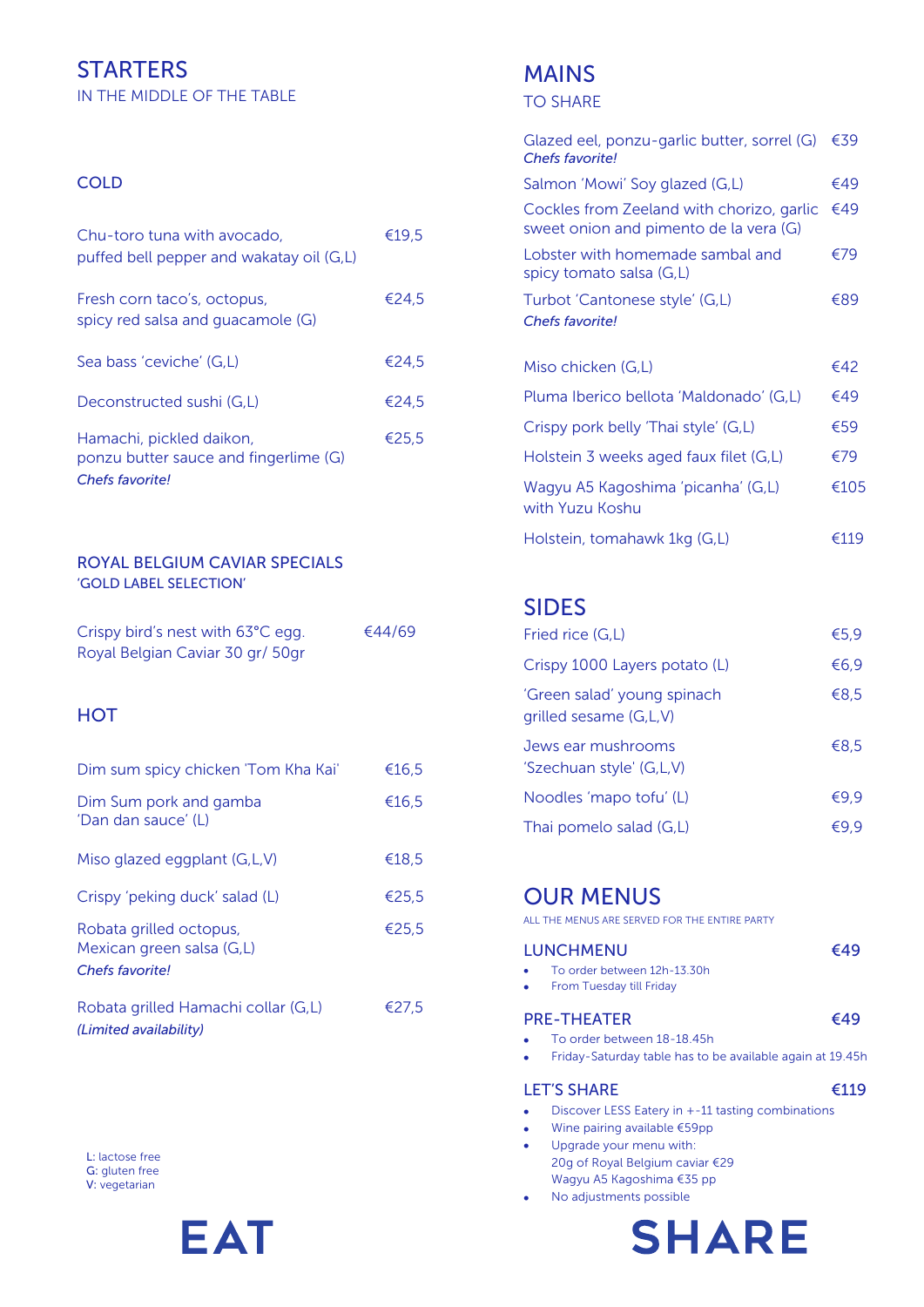# STARTERS

IN THE MIDDLE OF THE TABLE

## COLD

| | |
|---|---|
| Chu-toro tuna with avocado, puffed bell pepper and wakatay oil (G,L) | €19,5 |
| Fresh corn taco's, octopus, spicy red salsa and guacamole (G) | €24,5 |
| Sea bass 'ceviche' (G,L) | €24,5 |
| Deconstructed sushi (G,L) | €24,5 |
| Hamachi, pickled daikon, ponzu butter sauce and fingerlime (G) *Chefs favorite!* | €25,5 |

## ROYAL BELGIUM CAVIAR SPECIALS

'GOLD LABEL SELECTION'

| | |
|---|---|
| Crispy bird's nest with 63°C egg. Royal Belgian Caviar 30 gr/ 50gr | €44/69 |

## HOT

| | |
|---|---|
| Dim sum spicy chicken 'Tom Kha Kai' | €16,5 |
| Dim Sum pork and gamba 'Dan dan sauce' (L) | €16,5 |
| Miso glazed eggplant (G,L,V) | €18,5 |
| Crispy 'peking duck' salad (L) | €25,5 |
| Robata grilled octopus, Mexican green salsa (G,L) *Chefs favorite!* | €25,5 |
| Robata grilled Hamachi collar (G,L) *(Limited availability)* | €27,5 |

L: lactose free
G: gluten free
V: vegetarian

# MAINS

TO SHARE

| | |
|---|---|
| Glazed eel, ponzu-garlic butter, sorrel (G) *Chefs favorite!* | €39 |
| Salmon 'Mowi' Soy glazed (G,L) | €49 |
| Cockles from Zeeland with chorizo, garlic sweet onion and pimento de la vera (G) | €49 |
| Lobster with homemade sambal and spicy tomato salsa (G,L) | €79 |
| Turbot 'Cantonese style' (G,L) *Chefs favorite!* | €89 |
| Miso chicken (G,L) | €42 |
| Pluma Iberico bellota 'Maldonado' (G,L) | €49 |
| Crispy pork belly 'Thai style' (G,L) | €59 |
| Holstein 3 weeks aged faux filet (G,L) | €79 |
| Wagyu A5 Kagoshima 'picanha' (G,L) with Yuzu Koshu | €105 |
| Holstein, tomahawk 1kg (G,L) | €119 |

# SIDES

| | |
|---|---|
| Fried rice (G,L) | €5,9 |
| Crispy 1000 Layers potato (L) | €6,9 |
| 'Green salad' young spinach grilled sesame (G,L,V) | €8,5 |
| Jews ear mushrooms 'Szechuan style' (G,L,V) | €8,5 |
| Noodles 'mapo tofu' (L) | €9,9 |
| Thai pomelo salad (G,L) | €9,9 |

# OUR MENUS

ALL THE MENUS ARE SERVED FOR THE ENTIRE PARTY

## LUNCHMENU — €49

- To order between 12h-13.30h
- From Tuesday till Friday

## PRE-THEATER — €49

- To order between 18-18.45h
- Friday-Saturday table has to be available again at 19.45h

## LET'S SHARE — €119

- Discover LESS Eatery in +-11 tasting combinations
- Wine pairing available €59pp
- Upgrade your menu with:
  20g of Royal Belgium caviar €29
  Wagyu A5 Kagoshima €35 pp
- No adjustments possible

EAT SHARE